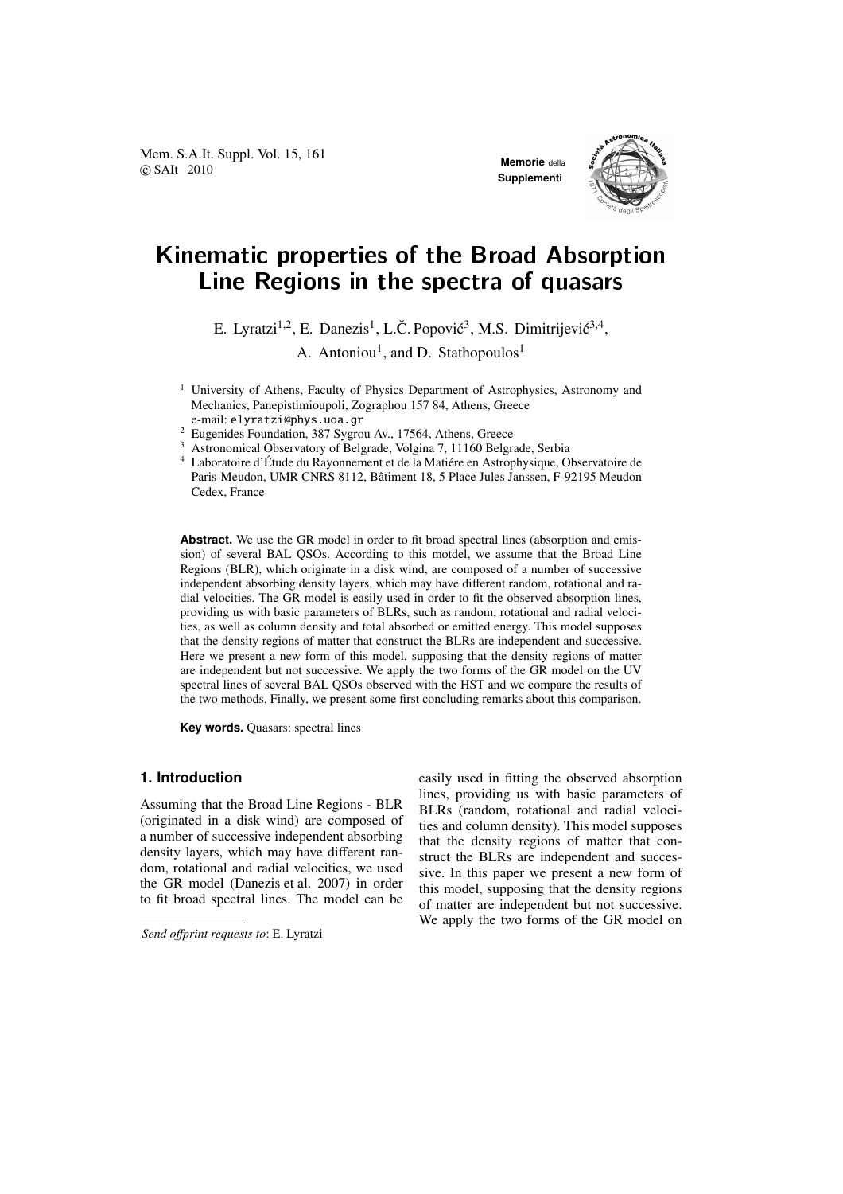# Kinematic properties of the Broad Absorption Line Regions in the spectra of quasars

E. Lyratzi[1,2], E. Danezis[1], L.Č. Popović[3], M.S. Dimitrijević[3,4], A. Antoniou[1], and D. Stathopoulos[1]

[1] University of Athens, Faculty of Physics Department of Astrophysics, Astronomy and Mechanics, Panepistimioupoli, Zographou 157 84, Athens, Greece
e-mail: elyratzi@phys.uoa.gr

[2] Eugenides Foundation, 387 Sygrou Av., 17564, Athens, Greece

[3] Astronomical Observatory of Belgrade, Volgina 7, 11160 Belgrade, Serbia

[4] Laboratoire d'Étude du Rayonnement et de la Matiére en Astrophysique, Observatoire de Paris-Meudon, UMR CNRS 8112, Bâtiment 18, 5 Place Jules Janssen, F-92195 Meudon Cedex, France

**Abstract.** We use the GR model in order to fit broad spectral lines (absorption and emission) of several BAL QSOs. According to this motdel, we assume that the Broad Line Regions (BLR), which originate in a disk wind, are composed of a number of successive independent absorbing density layers, which may have different random, rotational and radial velocities. The GR model is easily used in order to fit the observed absorption lines, providing us with basic parameters of BLRs, such as random, rotational and radial velocities, as well as column density and total absorbed or emitted energy. This model supposes that the density regions of matter that construct the BLRs are independent and successive. Here we present a new form of this model, supposing that the density regions of matter are independent but not successive. We apply the two forms of the GR model on the UV spectral lines of several BAL QSOs observed with the HST and we compare the results of the two methods. Finally, we present some first concluding remarks about this comparison.

**Key words.** Quasars: spectral lines

## 1. Introduction

Assuming that the Broad Line Regions - BLR (originated in a disk wind) are composed of a number of successive independent absorbing density layers, which may have different random, rotational and radial velocities, we used the GR model (Danezis et al. 2007) in order to fit broad spectral lines. The model can be easily used in fitting the observed absorption lines, providing us with basic parameters of BLRs (random, rotational and radial velocities and column density). This model supposes that the density regions of matter that construct the BLRs are independent and successive. In this paper we present a new form of this model, supposing that the density regions of matter are independent but not successive. We apply the two forms of the GR model on

*Send offprint requests to*: E. Lyratzi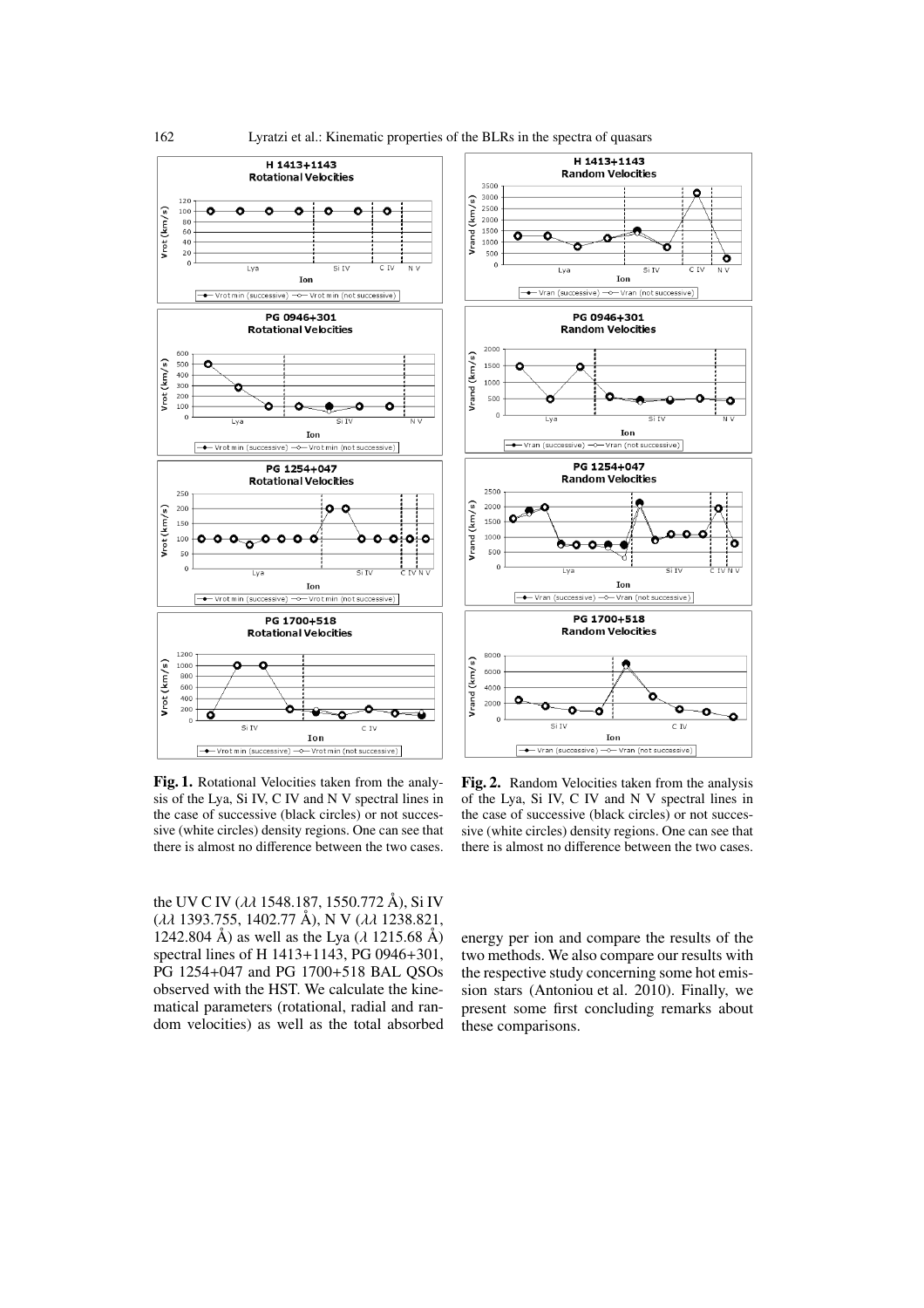**Fig. 1.** Rotational Velocities taken from the analysis of the Lya, Si IV, C IV and N V spectral lines in the case of successive (black circles) or not successive (white circles) density regions. One can see that there is almost no difference between the two cases.

**Fig. 2.** Random Velocities taken from the analysis of the Lya, Si IV, C IV and N V spectral lines in the case of successive (black circles) or not successive (white circles) density regions. One can see that there is almost no difference between the two cases.

the UV C IV ($\lambda\lambda$ 1548.187, 1550.772 Å), Si IV ($\lambda\lambda$ 1393.755, 1402.77 Å), N V ($\lambda\lambda$ 1238.821, 1242.804 Å) as well as the Lya ($\lambda$ 1215.68 Å) spectral lines of H 1413+1143, PG 0946+301, PG 1254+047 and PG 1700+518 BAL QSOs observed with the HST. We calculate the kinematical parameters (rotational, radial and random velocities) as well as the total absorbed energy per ion and compare the results of the two methods. We also compare our results with the respective study concerning some hot emission stars (Antoniou et al. 2010). Finally, we present some first concluding remarks about these comparisons.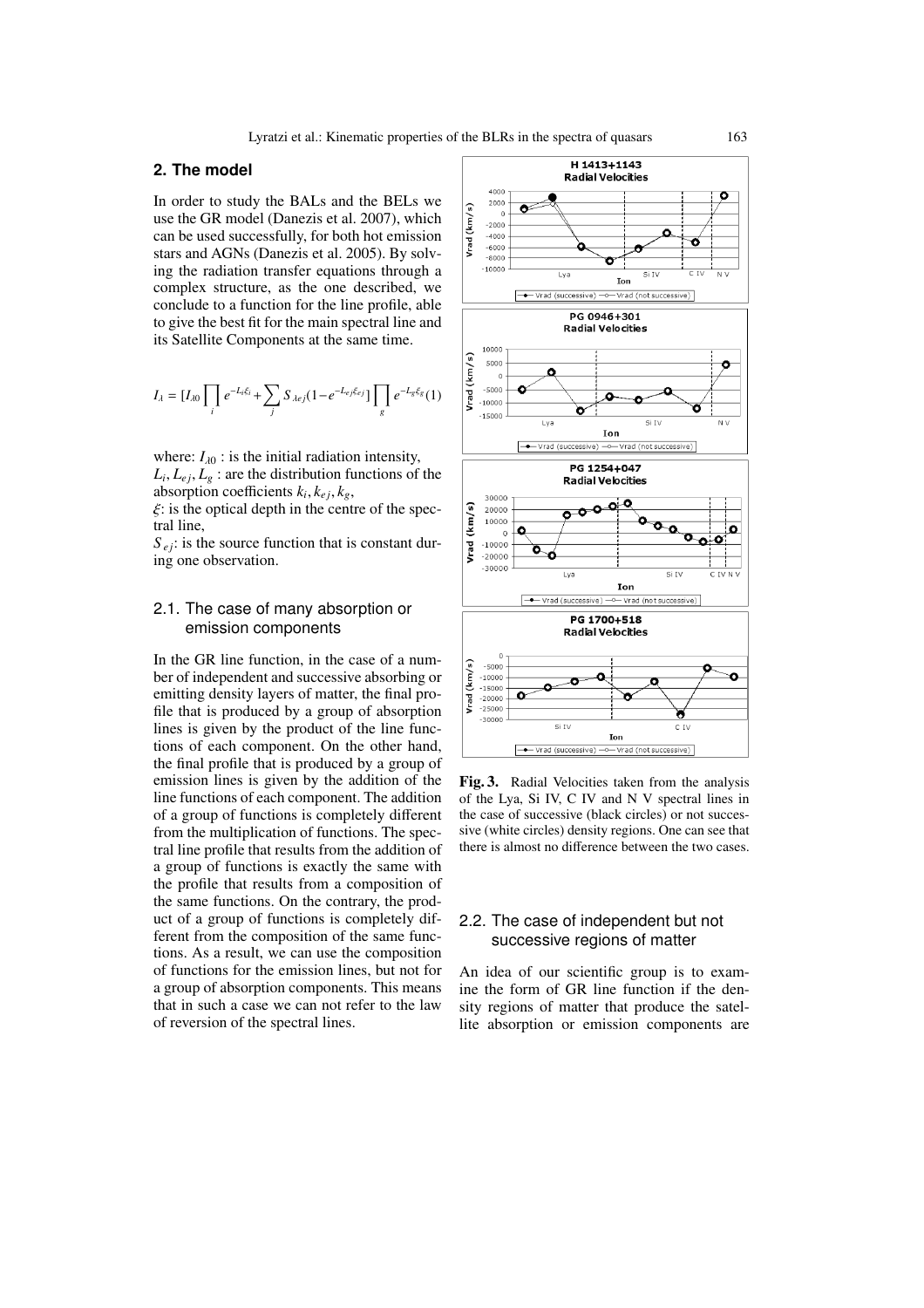## 2. The model

In order to study the BALs and the BELs we use the GR model (Danezis et al. 2007), which can be used successfully, for both hot emission stars and AGNs (Danezis et al. 2005). By solving the radiation transfer equations through a complex structure, as the one described, we conclude to a function for the line profile, able to give the best fit for the main spectral line and its Satellite Components at the same time.

$$I_\lambda = [I_{\lambda 0} \prod_i e^{-L_i \xi_i} + \sum_j S_{\lambda e j}(1 - e^{-L_{ej}\xi_{ej}})] \prod_g e^{-L_g \xi_g} \quad (1)$$

where: $I_{\lambda 0}$ : is the initial radiation intensity,
$L_i, L_{ej}, L_g$ : are the distribution functions of the absorption coefficients $k_i, k_{ej}, k_g$,
$\xi$: is the optical depth in the centre of the spectral line,
$S_{ej}$: is the source function that is constant during one observation.

### 2.1. The case of many absorption or emission components

In the GR line function, in the case of a number of independent and successive absorbing or emitting density layers of matter, the final profile that is produced by a group of absorption lines is given by the product of the line functions of each component. On the other hand, the final profile that is produced by a group of emission lines is given by the addition of the line functions of each component. The addition of a group of functions is completely different from the multiplication of functions. The spectral line profile that results from the addition of a group of functions is exactly the same with the profile that results from a composition of the same functions. On the contrary, the product of a group of functions is completely different from the composition of the same functions. As a result, we can use the composition of functions for the emission lines, but not for a group of absorption components. This means that in such a case we can not refer to the law of reversion of the spectral lines.

**Fig. 3.** Radial Velocities taken from the analysis of the Lya, Si IV, C IV and N V spectral lines in the case of successive (black circles) or not successive (white circles) density regions. One can see that there is almost no difference between the two cases.

### 2.2. The case of independent but not successive regions of matter

An idea of our scientific group is to examine the form of GR line function if the density regions of matter that produce the satellite absorption or emission components are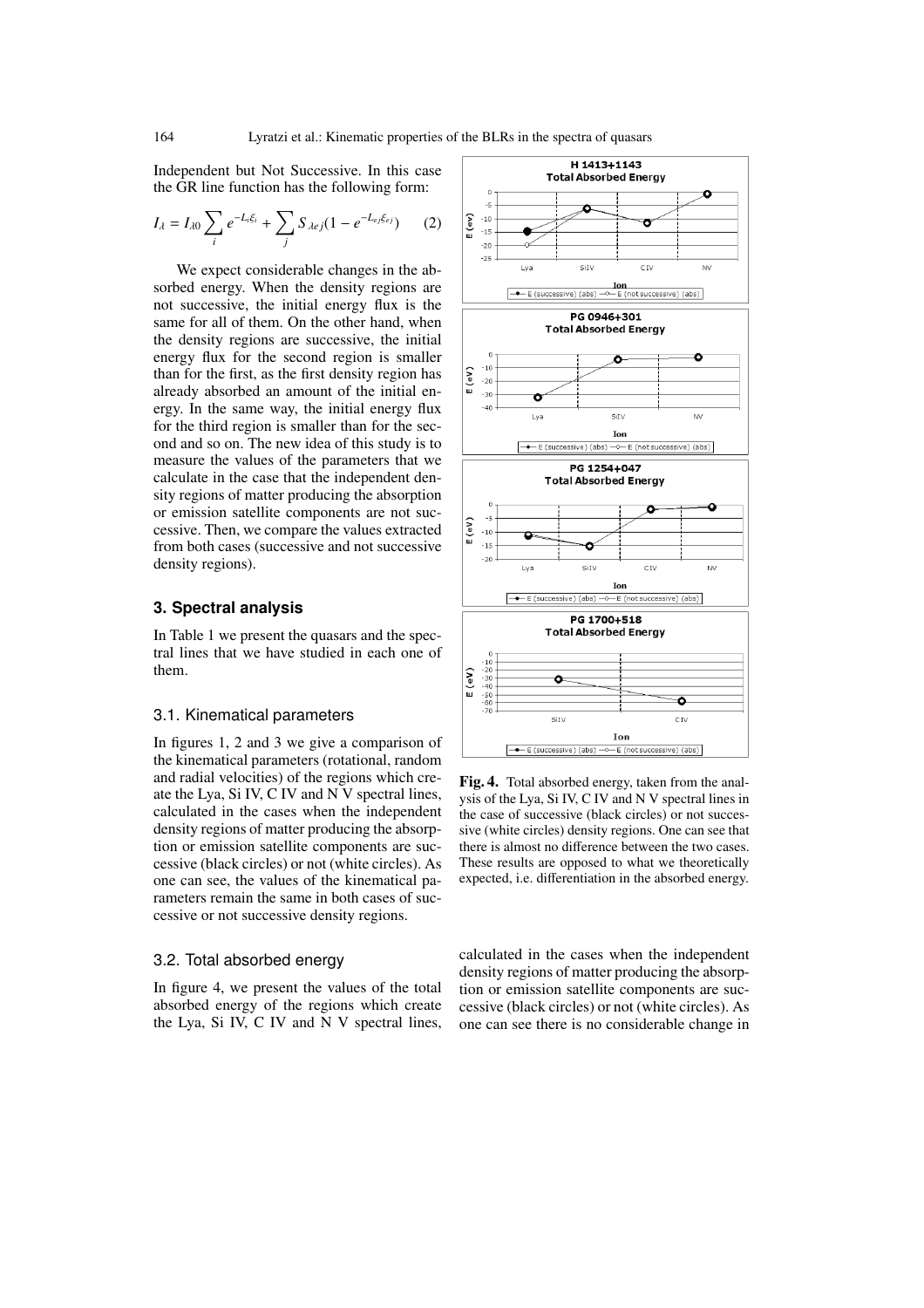Independent but Not Successive. In this case the GR line function has the following form:

$$I_\lambda = I_{\lambda 0} \sum_i e^{-L_i \xi_i} + \sum_j S_{\lambda e j}(1 - e^{-L_{ej} \xi_{ej}}) \qquad (2)$$

We expect considerable changes in the absorbed energy. When the density regions are not successive, the initial energy flux is the same for all of them. On the other hand, when the density regions are successive, the initial energy flux for the second region is smaller than for the first, as the first density region has already absorbed an amount of the initial energy. In the same way, the initial energy flux for the third region is smaller than for the second and so on. The new idea of this study is to measure the values of the parameters that we calculate in the case that the independent density regions of matter producing the absorption or emission satellite components are not successive. Then, we compare the values extracted from both cases (successive and not successive density regions).

## 3. Spectral analysis

In Table 1 we present the quasars and the spectral lines that we have studied in each one of them.

### 3.1. Kinematical parameters

In figures 1, 2 and 3 we give a comparison of the kinematical parameters (rotational, random and radial velocities) of the regions which create the Lya, Si IV, C IV and N V spectral lines, calculated in the cases when the independent density regions of matter producing the absorption or emission satellite components are successive (black circles) or not (white circles). As one can see, the values of the kinematical parameters remain the same in both cases of successive or not successive density regions.

### 3.2. Total absorbed energy

In figure 4, we present the values of the total absorbed energy of the regions which create the Lya, Si IV, C IV and N V spectral lines, calculated in the cases when the independent density regions of matter producing the absorption or emission satellite components are successive (black circles) or not (white circles). As one can see there is no considerable change in

**Fig. 4.** Total absorbed energy, taken from the analysis of the Lya, Si IV, C IV and N V spectral lines in the case of successive (black circles) or not successive (white circles) density regions. One can see that there is almost no difference between the two cases. These results are opposed to what we theoretically expected, i.e. differentiation in the absorbed energy.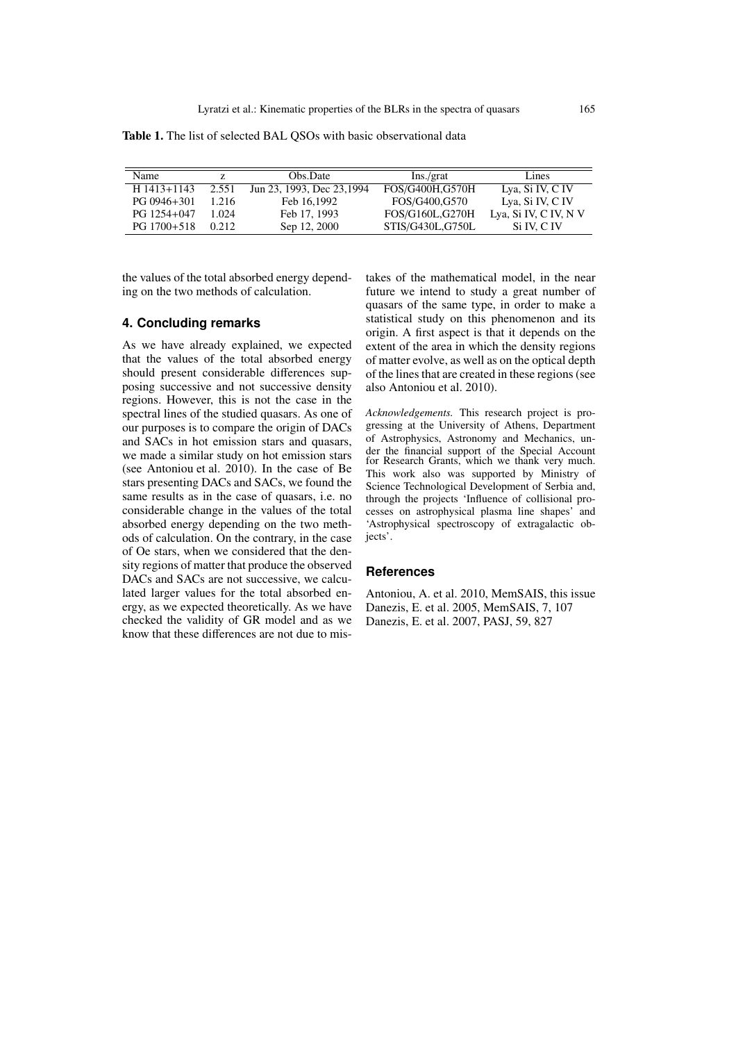**Table 1.** The list of selected BAL QSOs with basic observational data

| Name | z | Obs.Date | Ins./grat | Lines |
|---|---|---|---|---|
| H 1413+1143 | 2.551 | Jun 23, 1993, Dec 23,1994 | FOS/G400H,G570H | Lya, Si IV, C IV |
| PG 0946+301 | 1.216 | Feb 16,1992 | FOS/G400,G570 | Lya, Si IV, C IV |
| PG 1254+047 | 1.024 | Feb 17, 1993 | FOS/G160L,G270H | Lya, Si IV, C IV, N V |
| PG 1700+518 | 0.212 | Sep 12, 2000 | STIS/G430L,G750L | Si IV, C IV |

the values of the total absorbed energy depending on the two methods of calculation.

## 4. Concluding remarks

As we have already explained, we expected that the values of the total absorbed energy should present considerable differences supposing successive and not successive density regions. However, this is not the case in the spectral lines of the studied quasars. As one of our purposes is to compare the origin of DACs and SACs in hot emission stars and quasars, we made a similar study on hot emission stars (see Antoniou et al. 2010). In the case of Be stars presenting DACs and SACs, we found the same results as in the case of quasars, i.e. no considerable change in the values of the total absorbed energy depending on the two methods of calculation. On the contrary, in the case of Oe stars, when we considered that the density regions of matter that produce the observed DACs and SACs are not successive, we calculated larger values for the total absorbed energy, as we expected theoretically. As we have checked the validity of GR model and as we know that these differences are not due to mistakes of the mathematical model, in the near future we intend to study a great number of quasars of the same type, in order to make a statistical study on this phenomenon and its origin. A first aspect is that it depends on the extent of the area in which the density regions of matter evolve, as well as on the optical depth of the lines that are created in these regions (see also Antoniou et al. 2010).

*Acknowledgements.* This research project is progressing at the University of Athens, Department of Astrophysics, Astronomy and Mechanics, under the financial support of the Special Account for Research Grants, which we thank very much. This work also was supported by Ministry of Science Technological Development of Serbia and, through the projects 'Influence of collisional processes on astrophysical plasma line shapes' and 'Astrophysical spectroscopy of extragalactic objects'.

## References

Antoniou, A. et al. 2010, MemSAIS, this issue
Danezis, E. et al. 2005, MemSAIS, 7, 107
Danezis, E. et al. 2007, PASJ, 59, 827